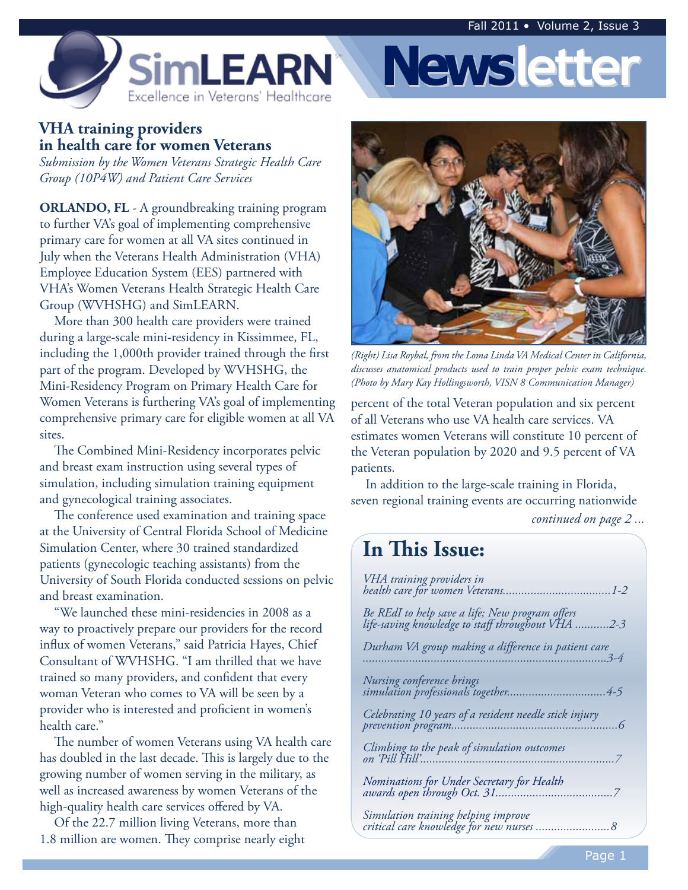# SimLEARN Newsletter

Excellence in Veterans' Healthcare

Fall 2011 • Volume 2, Issue 3

## VHA training providers in health care for women Veterans

*Submission by the Women Veterans Strategic Health Care Group (10P4W) and Patient Care Services*

**ORLANDO, FL** - A groundbreaking training program to further VA's goal of implementing comprehensive primary care for women at all VA sites continued in July when the Veterans Health Administration (VHA) Employee Education System (EES) partnered with VHA's Women Veterans Health Strategic Health Care Group (WVHSHG) and SimLEARN.

More than 300 health care providers were trained during a large-scale mini-residency in Kissimmee, FL, including the 1,000th provider trained through the first part of the program. Developed by WVHSHG, the Mini-Residency Program on Primary Health Care for Women Veterans is furthering VA's goal of implementing comprehensive primary care for eligible women at all VA sites.

The Combined Mini-Residency incorporates pelvic and breast exam instruction using several types of simulation, including simulation training equipment and gynecological training associates.

The conference used examination and training space at the University of Central Florida School of Medicine Simulation Center, where 30 trained standardized patients (gynecologic teaching assistants) from the University of South Florida conducted sessions on pelvic and breast examination.

"We launched these mini-residencies in 2008 as a way to proactively prepare our providers for the record influx of women Veterans," said Patricia Hayes, Chief Consultant of WVHSHG. "I am thrilled that we have trained so many providers, and confident that every woman Veteran who comes to VA will be seen by a provider who is interested and proficient in women's health care."

The number of women Veterans using VA health care has doubled in the last decade. This is largely due to the growing number of women serving in the military, as well as increased awareness by women Veterans of the high-quality health care services offered by VA.

Of the 22.7 million living Veterans, more than 1.8 million are women. They comprise nearly eight percent of the total Veteran population and six percent of all Veterans who use VA health care services. VA estimates women Veterans will constitute 10 percent of the Veteran population by 2020 and 9.5 percent of VA patients.

In addition to the large-scale training in Florida, seven regional training events are occurring nationwide

*continued on page 2 ...*

*(Right) Lisa Roybal, from the Loma Linda VA Medical Center in California, discusses anatomical products used to train proper pelvic exam technique. (Photo by Mary Kay Hollingsworth, VISN 8 Communication Manager)*

## In This Issue:

*VHA training providers in health care for women Veterans*..................................1-2

*Be REdI to help save a life; New program offers life-saving knowledge to staff throughout VHA*...........2-3

*Durham VA group making a difference in patient care*..............................................................................3-4

*Nursing conference brings simulation professionals together*................................4-5

*Celebrating 10 years of a resident needle stick injury prevention program*.....................................................6

*Climbing to the peak of simulation outcomes on 'Pill Hill'*..............................................................7

*Nominations for Under Secretary for Health awards open through Oct. 31*.....................................7

*Simulation training helping improve critical care knowledge for new nurses*........................8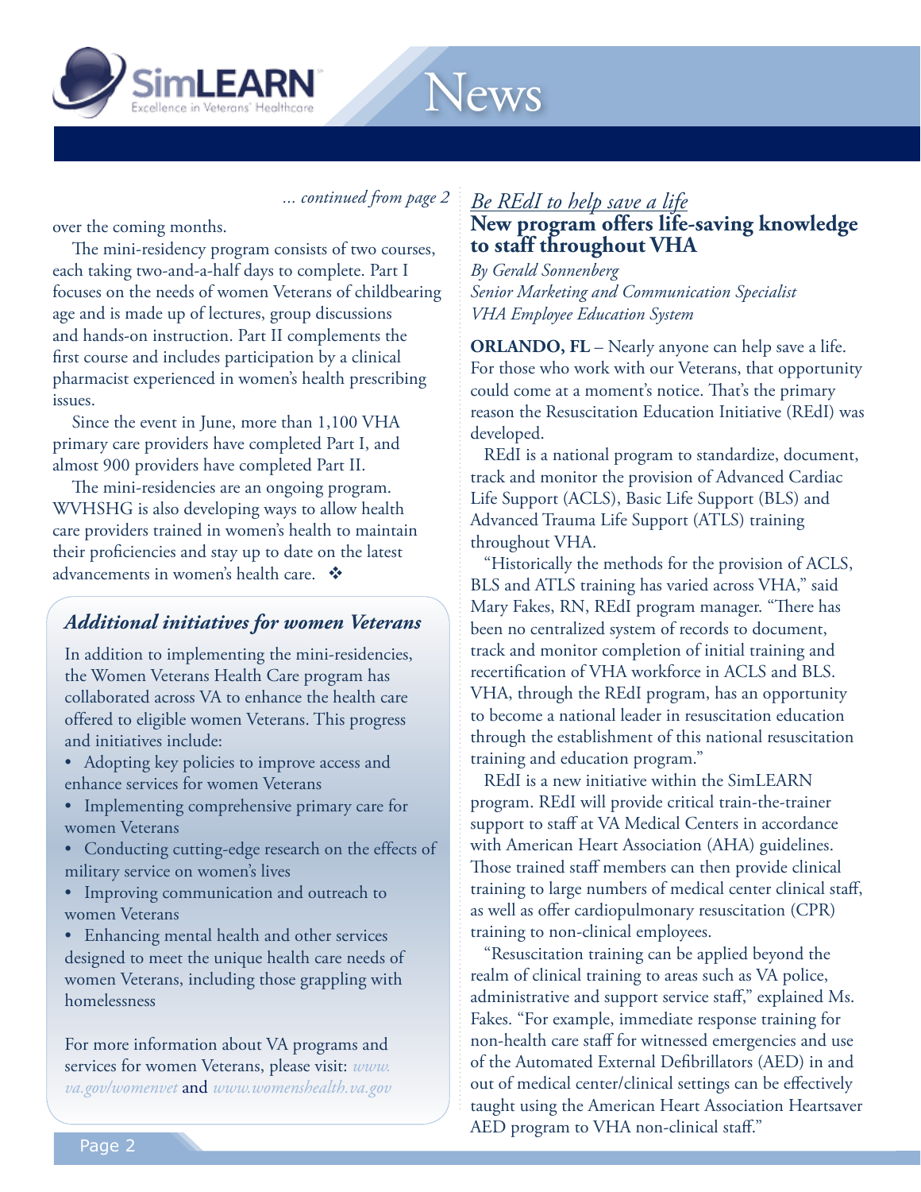*... continued from page 2*

over the coming months.

The mini-residency program consists of two courses, each taking two-and-a-half days to complete. Part I focuses on the needs of women Veterans of childbearing age and is made up of lectures, group discussions and hands-on instruction. Part II complements the first course and includes participation by a clinical pharmacist experienced in women's health prescribing issues.

Since the event in June, more than 1,100 VHA primary care providers have completed Part I, and almost 900 providers have completed Part II.

The mini-residencies are an ongoing program. WVHSHG is also developing ways to allow health care providers trained in women's health to maintain their proficiencies and stay up to date on the latest advancements in women's health care. ❖

### *Additional initiatives for women Veterans*

In addition to implementing the mini-residencies, the Women Veterans Health Care program has collaborated across VA to enhance the health care offered to eligible women Veterans. This progress and initiatives include:

- Adopting key policies to improve access and enhance services for women Veterans
- Implementing comprehensive primary care for women Veterans
- Conducting cutting-edge research on the effects of military service on women's lives
- Improving communication and outreach to women Veterans
- Enhancing mental health and other services designed to meet the unique health care needs of women Veterans, including those grappling with homelessness

For more information about VA programs and services for women Veterans, please visit: *www.va.gov/womenvet* and *www.womenshealth.va.gov*

*Be REdI to help save a life*

## New program offers life-saving knowledge to staff throughout VHA

*By Gerald Sonnenberg*
*Senior Marketing and Communication Specialist*
*VHA Employee Education System*

**ORLANDO, FL** – Nearly anyone can help save a life. For those who work with our Veterans, that opportunity could come at a moment's notice. That's the primary reason the Resuscitation Education Initiative (REdI) was developed.

REdI is a national program to standardize, document, track and monitor the provision of Advanced Cardiac Life Support (ACLS), Basic Life Support (BLS) and Advanced Trauma Life Support (ATLS) training throughout VHA.

"Historically the methods for the provision of ACLS, BLS and ATLS training has varied across VHA," said Mary Fakes, RN, REdI program manager. "There has been no centralized system of records to document, track and monitor completion of initial training and recertification of VHA workforce in ACLS and BLS. VHA, through the REdI program, has an opportunity to become a national leader in resuscitation education through the establishment of this national resuscitation training and education program."

REdI is a new initiative within the SimLEARN program. REdI will provide critical train-the-trainer support to staff at VA Medical Centers in accordance with American Heart Association (AHA) guidelines. Those trained staff members can then provide clinical training to large numbers of medical center clinical staff, as well as offer cardiopulmonary resuscitation (CPR) training to non-clinical employees.

"Resuscitation training can be applied beyond the realm of clinical training to areas such as VA police, administrative and support service staff," explained Ms. Fakes. "For example, immediate response training for non-health care staff for witnessed emergencies and use of the Automated External Defibrillators (AED) in and out of medical center/clinical settings can be effectively taught using the American Heart Association Heartsaver AED program to VHA non-clinical staff."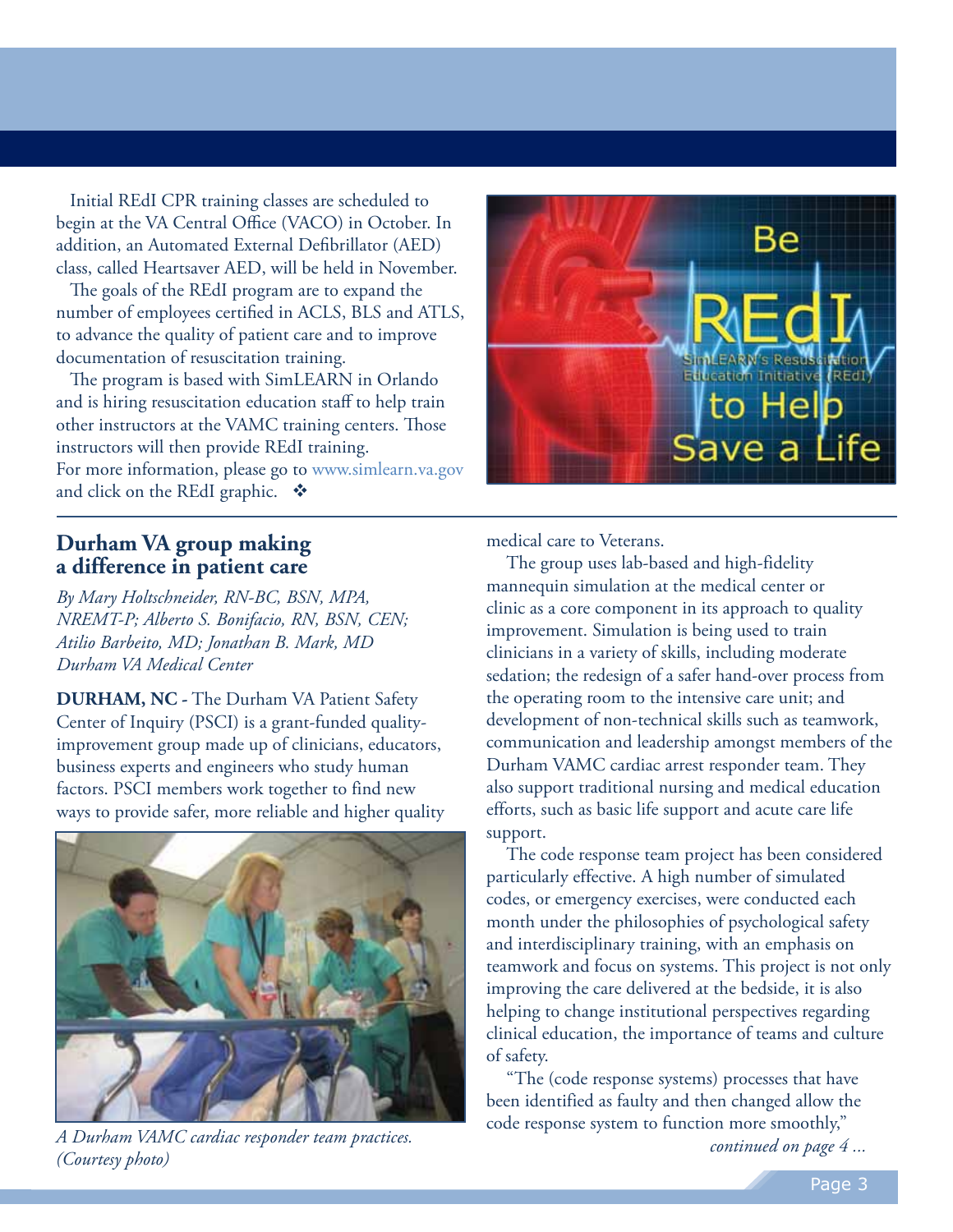Initial REdI CPR training classes are scheduled to begin at the VA Central Office (VACO) in October. In addition, an Automated External Defibrillator (AED) class, called Heartsaver AED, will be held in November.

The goals of the REdI program are to expand the number of employees certified in ACLS, BLS and ATLS, to advance the quality of patient care and to improve documentation of resuscitation training.

The program is based with SimLEARN in Orlando and is hiring resuscitation education staff to help train other instructors at the VAMC training centers. Those instructors will then provide REdI training.
For more information, please go to www.simlearn.va.gov and click on the REdI graphic. ❖

## Durham VA group making a difference in patient care

*By Mary Holtschneider, RN-BC, BSN, MPA, NREMT-P; Alberto S. Bonifacio, RN, BSN, CEN; Atilio Barbeito, MD; Jonathan B. Mark, MD*
*Durham VA Medical Center*

**DURHAM, NC -** The Durham VA Patient Safety Center of Inquiry (PSCI) is a grant-funded quality-improvement group made up of clinicians, educators, business experts and engineers who study human factors. PSCI members work together to find new ways to provide safer, more reliable and higher quality medical care to Veterans.

*A Durham VAMC cardiac responder team practices. (Courtesy photo)*

The group uses lab-based and high-fidelity mannequin simulation at the medical center or clinic as a core component in its approach to quality improvement. Simulation is being used to train clinicians in a variety of skills, including moderate sedation; the redesign of a safer hand-over process from the operating room to the intensive care unit; and development of non-technical skills such as teamwork, communication and leadership amongst members of the Durham VAMC cardiac arrest responder team. They also support traditional nursing and medical education efforts, such as basic life support and acute care life support.

The code response team project has been considered particularly effective. A high number of simulated codes, or emergency exercises, were conducted each month under the philosophies of psychological safety and interdisciplinary training, with an emphasis on teamwork and focus on systems. This project is not only improving the care delivered at the bedside, it is also helping to change institutional perspectives regarding clinical education, the importance of teams and culture of safety.

"The (code response systems) processes that have been identified as faulty and then changed allow the code response system to function more smoothly,"

*continued on page 4 ...*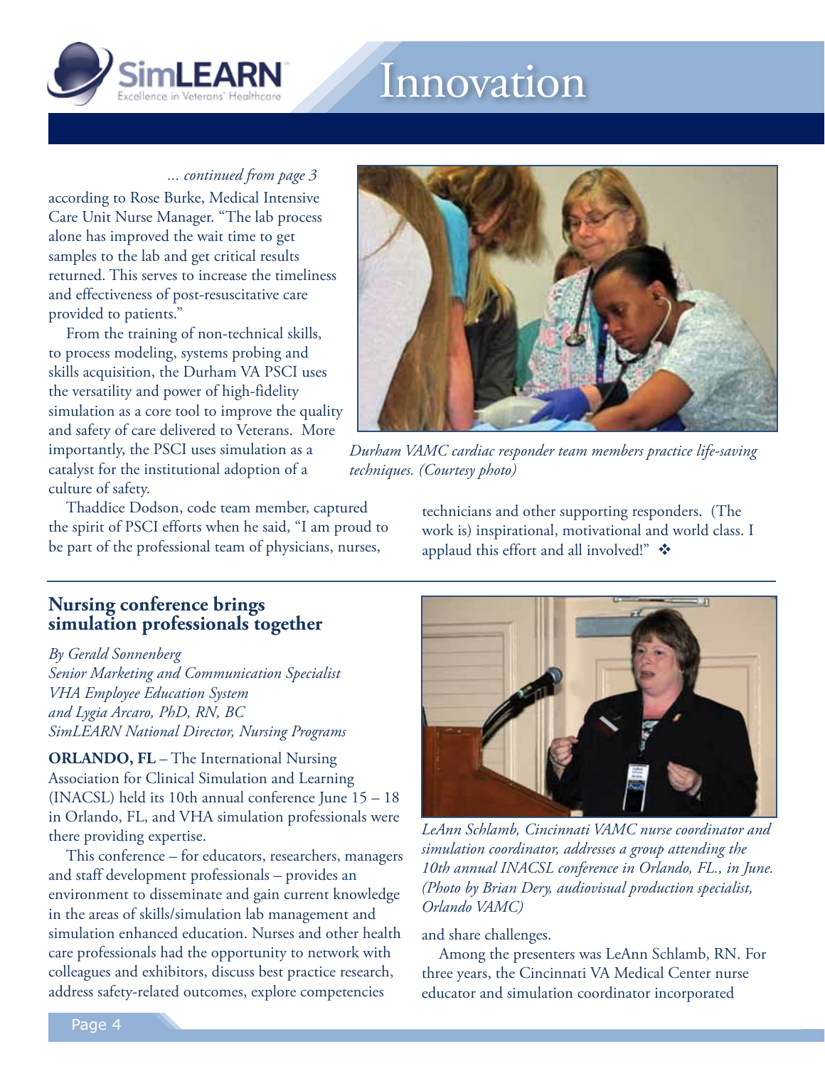*... continued from page 3*

according to Rose Burke, Medical Intensive Care Unit Nurse Manager. "The lab process alone has improved the wait time to get samples to the lab and get critical results returned. This serves to increase the timeliness and effectiveness of post-resuscitative care provided to patients."

From the training of non-technical skills, to process modeling, systems probing and skills acquisition, the Durham VA PSCI uses the versatility and power of high-fidelity simulation as a core tool to improve the quality and safety of care delivered to Veterans. More importantly, the PSCI uses simulation as a catalyst for the institutional adoption of a culture of safety.

*Durham VAMC cardiac responder team members practice life-saving techniques. (Courtesy photo)*

Thaddice Dodson, code team member, captured the spirit of PSCI efforts when he said, "I am proud to be part of the professional team of physicians, nurses, technicians and other supporting responders. (The work is) inspirational, motivational and world class. I applaud this effort and all involved!" ❖

## Nursing conference brings simulation professionals together

*By Gerald Sonnenberg*
*Senior Marketing and Communication Specialist*
*VHA Employee Education System*
*and Lygia Arcaro, PhD, RN, BC*
*SimLEARN National Director, Nursing Programs*

**ORLANDO, FL** – The International Nursing Association for Clinical Simulation and Learning (INACSL) held its 10th annual conference June 15 – 18 in Orlando, FL, and VHA simulation professionals were there providing expertise.

This conference – for educators, researchers, managers and staff development professionals – provides an environment to disseminate and gain current knowledge in the areas of skills/simulation lab management and simulation enhanced education. Nurses and other health care professionals had the opportunity to network with colleagues and exhibitors, discuss best practice research, address safety-related outcomes, explore competencies and share challenges.

*LeAnn Schlamb, Cincinnati VAMC nurse coordinator and simulation coordinator, addresses a group attending the 10th annual INACSL conference in Orlando, FL., in June. (Photo by Brian Dery, audiovisual production specialist, Orlando VAMC)*

Among the presenters was LeAnn Schlamb, RN. For three years, the Cincinnati VA Medical Center nurse educator and simulation coordinator incorporated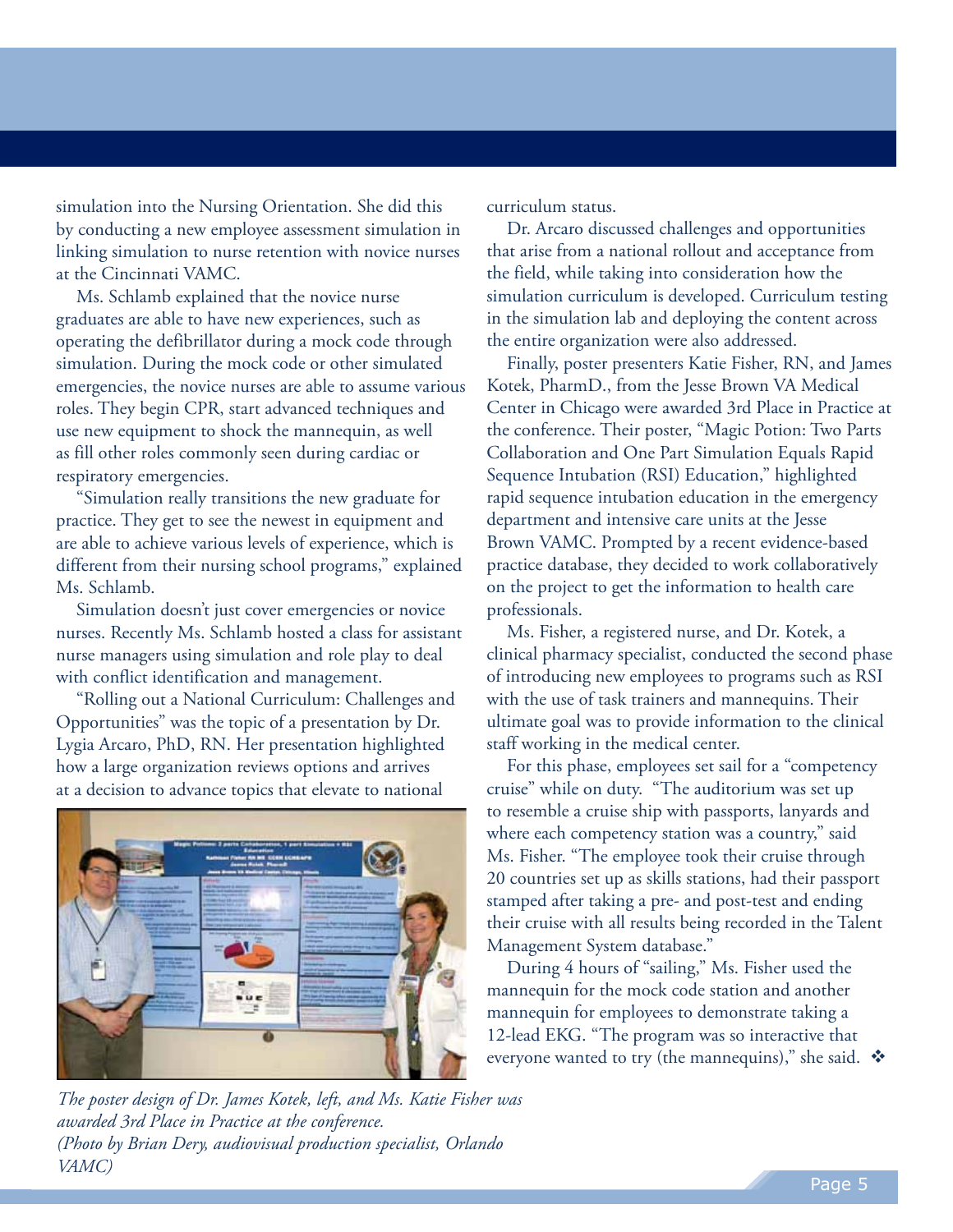simulation into the Nursing Orientation. She did this by conducting a new employee assessment simulation in linking simulation to nurse retention with novice nurses at the Cincinnati VAMC.

Ms. Schlamb explained that the novice nurse graduates are able to have new experiences, such as operating the defibrillator during a mock code through simulation. During the mock code or other simulated emergencies, the novice nurses are able to assume various roles. They begin CPR, start advanced techniques and use new equipment to shock the mannequin, as well as fill other roles commonly seen during cardiac or respiratory emergencies.

"Simulation really transitions the new graduate for practice. They get to see the newest in equipment and are able to achieve various levels of experience, which is different from their nursing school programs," explained Ms. Schlamb.

Simulation doesn't just cover emergencies or novice nurses. Recently Ms. Schlamb hosted a class for assistant nurse managers using simulation and role play to deal with conflict identification and management.

"Rolling out a National Curriculum: Challenges and Opportunities" was the topic of a presentation by Dr. Lygia Arcaro, PhD, RN. Her presentation highlighted how a large organization reviews options and arrives at a decision to advance topics that elevate to national curriculum status.

*The poster design of Dr. James Kotek, left, and Ms. Katie Fisher was awarded 3rd Place in Practice at the conference. (Photo by Brian Dery, audiovisual production specialist, Orlando VAMC)*

Dr. Arcaro discussed challenges and opportunities that arise from a national rollout and acceptance from the field, while taking into consideration how the simulation curriculum is developed. Curriculum testing in the simulation lab and deploying the content across the entire organization were also addressed.

Finally, poster presenters Katie Fisher, RN, and James Kotek, PharmD., from the Jesse Brown VA Medical Center in Chicago were awarded 3rd Place in Practice at the conference. Their poster, "Magic Potion: Two Parts Collaboration and One Part Simulation Equals Rapid Sequence Intubation (RSI) Education," highlighted rapid sequence intubation education in the emergency department and intensive care units at the Jesse Brown VAMC. Prompted by a recent evidence-based practice database, they decided to work collaboratively on the project to get the information to health care professionals.

Ms. Fisher, a registered nurse, and Dr. Kotek, a clinical pharmacy specialist, conducted the second phase of introducing new employees to programs such as RSI with the use of task trainers and mannequins. Their ultimate goal was to provide information to the clinical staff working in the medical center.

For this phase, employees set sail for a "competency cruise" while on duty. "The auditorium was set up to resemble a cruise ship with passports, lanyards and where each competency station was a country," said Ms. Fisher. "The employee took their cruise through 20 countries set up as skills stations, had their passport stamped after taking a pre- and post-test and ending their cruise with all results being recorded in the Talent Management System database."

During 4 hours of "sailing," Ms. Fisher used the mannequin for the mock code station and another mannequin for employees to demonstrate taking a 12-lead EKG. "The program was so interactive that everyone wanted to try (the mannequins)," she said. ❖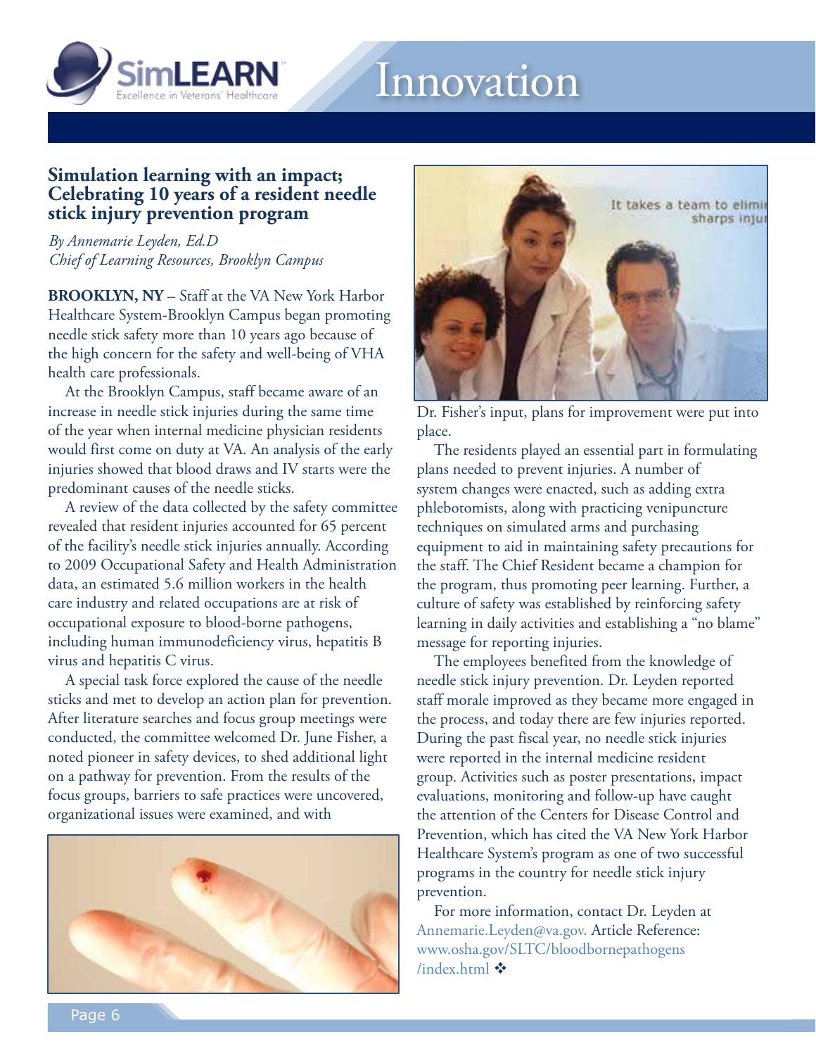# Innovation

## Simulation learning with an impact; Celebrating 10 years of a resident needle stick injury prevention program

*By Annemarie Leyden, Ed.D*
*Chief of Learning Resources, Brooklyn Campus*

**BROOKLYN, NY** – Staff at the VA New York Harbor Healthcare System-Brooklyn Campus began promoting needle stick safety more than 10 years ago because of the high concern for the safety and well-being of VHA health care professionals.

At the Brooklyn Campus, staff became aware of an increase in needle stick injuries during the same time of the year when internal medicine physician residents would first come on duty at VA. An analysis of the early injuries showed that blood draws and IV starts were the predominant causes of the needle sticks.

A review of the data collected by the safety committee revealed that resident injuries accounted for 65 percent of the facility's needle stick injuries annually. According to 2009 Occupational Safety and Health Administration data, an estimated 5.6 million workers in the health care industry and related occupations are at risk of occupational exposure to blood-borne pathogens, including human immunodeficiency virus, hepatitis B virus and hepatitis C virus.

A special task force explored the cause of the needle sticks and met to develop an action plan for prevention. After literature searches and focus group meetings were conducted, the committee welcomed Dr. June Fisher, a noted pioneer in safety devices, to shed additional light on a pathway for prevention. From the results of the focus groups, barriers to safe practices were uncovered, organizational issues were examined, and with Dr. Fisher's input, plans for improvement were put into place.

The residents played an essential part in formulating plans needed to prevent injuries. A number of system changes were enacted, such as adding extra phlebotomists, along with practicing venipuncture techniques on simulated arms and purchasing equipment to aid in maintaining safety precautions for the staff. The Chief Resident became a champion for the program, thus promoting peer learning. Further, a culture of safety was established by reinforcing safety learning in daily activities and establishing a "no blame" message for reporting injuries.

The employees benefited from the knowledge of needle stick injury prevention. Dr. Leyden reported staff morale improved as they became more engaged in the process, and today there are few injuries reported. During the past fiscal year, no needle stick injuries were reported in the internal medicine resident group. Activities such as poster presentations, impact evaluations, monitoring and follow-up have caught the attention of the Centers for Disease Control and Prevention, which has cited the VA New York Harbor Healthcare System's program as one of two successful programs in the country for needle stick injury prevention.

For more information, contact Dr. Leyden at Annemarie.Leyden@va.gov. Article Reference: www.osha.gov/SLTC/bloodbornepathogens/index.html ❖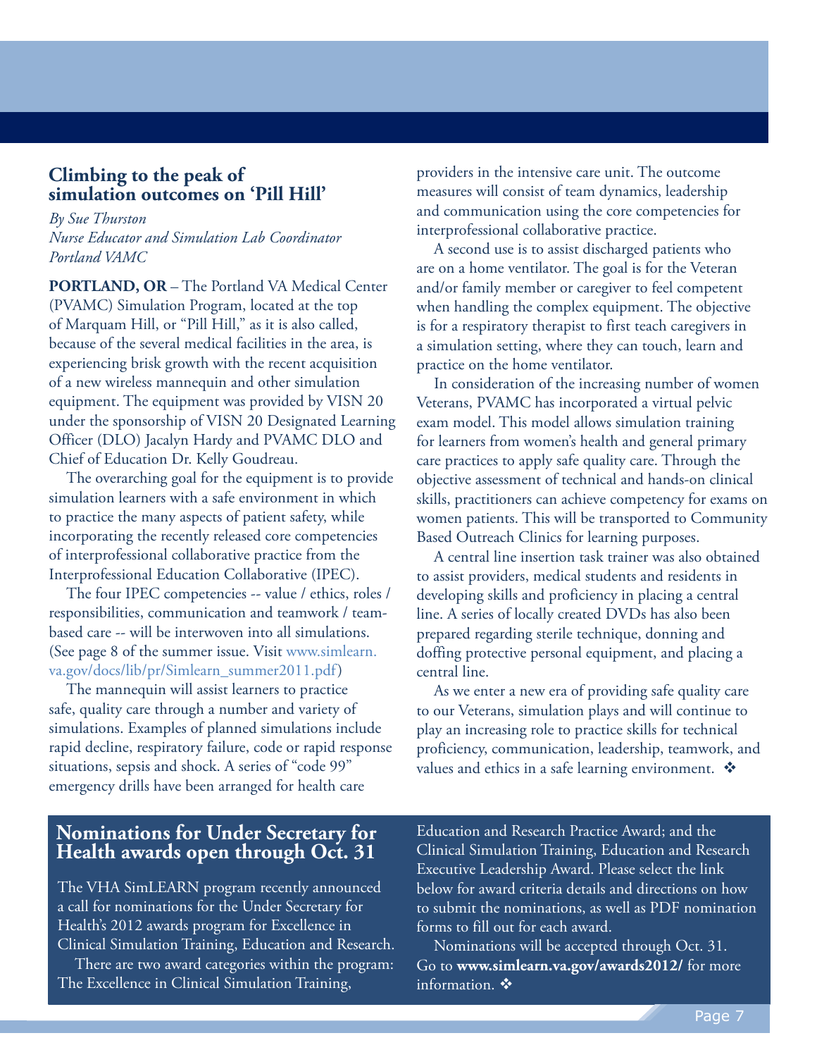## Climbing to the peak of simulation outcomes on 'Pill Hill'

*By Sue Thurston*
*Nurse Educator and Simulation Lab Coordinator*
*Portland VAMC*

**PORTLAND, OR** – The Portland VA Medical Center (PVAMC) Simulation Program, located at the top of Marquam Hill, or "Pill Hill," as it is also called, because of the several medical facilities in the area, is experiencing brisk growth with the recent acquisition of a new wireless mannequin and other simulation equipment. The equipment was provided by VISN 20 under the sponsorship of VISN 20 Designated Learning Officer (DLO) Jacalyn Hardy and PVAMC DLO and Chief of Education Dr. Kelly Goudreau.

The overarching goal for the equipment is to provide simulation learners with a safe environment in which to practice the many aspects of patient safety, while incorporating the recently released core competencies of interprofessional collaborative practice from the Interprofessional Education Collaborative (IPEC).

The four IPEC competencies -- value / ethics, roles / responsibilities, communication and teamwork / team-based care -- will be interwoven into all simulations. (See page 8 of the summer issue. Visit www.simlearn.va.gov/docs/lib/pr/Simlearn_summer2011.pdf)

The mannequin will assist learners to practice safe, quality care through a number and variety of simulations. Examples of planned simulations include rapid decline, respiratory failure, code or rapid response situations, sepsis and shock. A series of "code 99" emergency drills have been arranged for health care providers in the intensive care unit. The outcome measures will consist of team dynamics, leadership and communication using the core competencies for interprofessional collaborative practice.

A second use is to assist discharged patients who are on a home ventilator. The goal is for the Veteran and/or family member or caregiver to feel competent when handling the complex equipment. The objective is for a respiratory therapist to first teach caregivers in a simulation setting, where they can touch, learn and practice on the home ventilator.

In consideration of the increasing number of women Veterans, PVAMC has incorporated a virtual pelvic exam model. This model allows simulation training for learners from women's health and general primary care practices to apply safe quality care. Through the objective assessment of technical and hands-on clinical skills, practitioners can achieve competency for exams on women patients. This will be transported to Community Based Outreach Clinics for learning purposes.

A central line insertion task trainer was also obtained to assist providers, medical students and residents in developing skills and proficiency in placing a central line. A series of locally created DVDs has also been prepared regarding sterile technique, donning and doffing protective personal equipment, and placing a central line.

As we enter a new era of providing safe quality care to our Veterans, simulation plays and will continue to play an increasing role to practice skills for technical proficiency, communication, leadership, teamwork, and values and ethics in a safe learning environment. ❖

## Nominations for Under Secretary for Health awards open through Oct. 31

The VHA SimLEARN program recently announced a call for nominations for the Under Secretary for Health's 2012 awards program for Excellence in Clinical Simulation Training, Education and Research.

There are two award categories within the program: The Excellence in Clinical Simulation Training, Education and Research Practice Award; and the Clinical Simulation Training, Education and Research Executive Leadership Award. Please select the link below for award criteria details and directions on how to submit the nominations, as well as PDF nomination forms to fill out for each award.

Nominations will be accepted through Oct. 31. Go to **www.simlearn.va.gov/awards2012/** for more information. ❖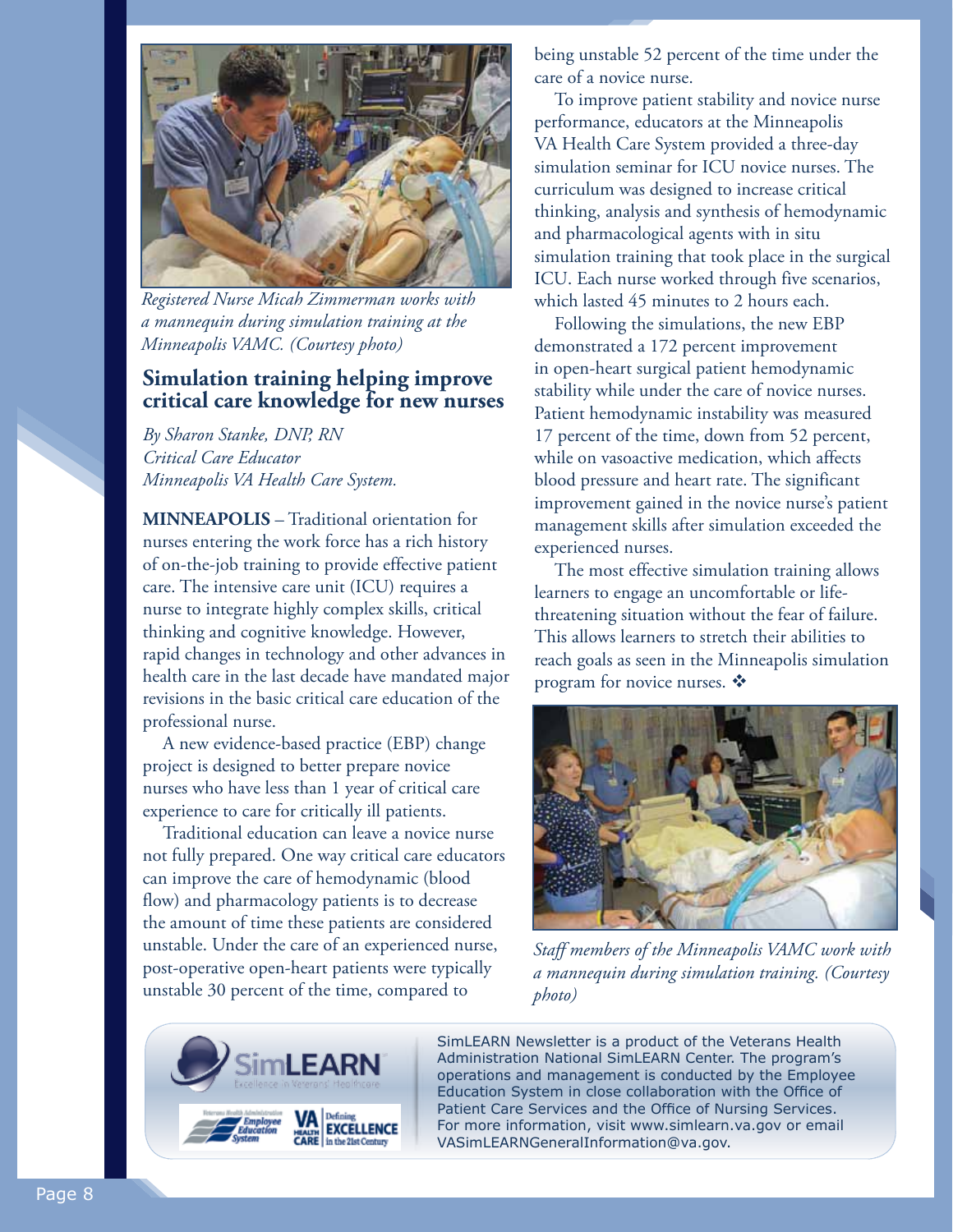*Registered Nurse Micah Zimmerman works with a mannequin during simulation training at the Minneapolis VAMC. (Courtesy photo)*

## Simulation training helping improve critical care knowledge for new nurses

*By Sharon Stanke, DNP, RN*
*Critical Care Educator*
*Minneapolis VA Health Care System.*

**MINNEAPOLIS** – Traditional orientation for nurses entering the work force has a rich history of on-the-job training to provide effective patient care. The intensive care unit (ICU) requires a nurse to integrate highly complex skills, critical thinking and cognitive knowledge. However, rapid changes in technology and other advances in health care in the last decade have mandated major revisions in the basic critical care education of the professional nurse.

A new evidence-based practice (EBP) change project is designed to better prepare novice nurses who have less than 1 year of critical care experience to care for critically ill patients.

Traditional education can leave a novice nurse not fully prepared. One way critical care educators can improve the care of hemodynamic (blood flow) and pharmacology patients is to decrease the amount of time these patients are considered unstable. Under the care of an experienced nurse, post-operative open-heart patients were typically unstable 30 percent of the time, compared to being unstable 52 percent of the time under the care of a novice nurse.

To improve patient stability and novice nurse performance, educators at the Minneapolis VA Health Care System provided a three-day simulation seminar for ICU novice nurses. The curriculum was designed to increase critical thinking, analysis and synthesis of hemodynamic and pharmacological agents with in situ simulation training that took place in the surgical ICU. Each nurse worked through five scenarios, which lasted 45 minutes to 2 hours each.

Following the simulations, the new EBP demonstrated a 172 percent improvement in open-heart surgical patient hemodynamic stability while under the care of novice nurses. Patient hemodynamic instability was measured 17 percent of the time, down from 52 percent, while on vasoactive medication, which affects blood pressure and heart rate. The significant improvement gained in the novice nurse's patient management skills after simulation exceeded the experienced nurses.

The most effective simulation training allows learners to engage an uncomfortable or life-threatening situation without the fear of failure. This allows learners to stretch their abilities to reach goals as seen in the Minneapolis simulation program for novice nurses. ❖

*Staff members of the Minneapolis VAMC work with a mannequin during simulation training. (Courtesy photo)*

SimLEARN Newsletter is a product of the Veterans Health Administration National SimLEARN Center. The program's operations and management is conducted by the Employee Education System in close collaboration with the Office of Patient Care Services and the Office of Nursing Services. For more information, visit www.simlearn.va.gov or email VASimLEARNGeneralInformation@va.gov.